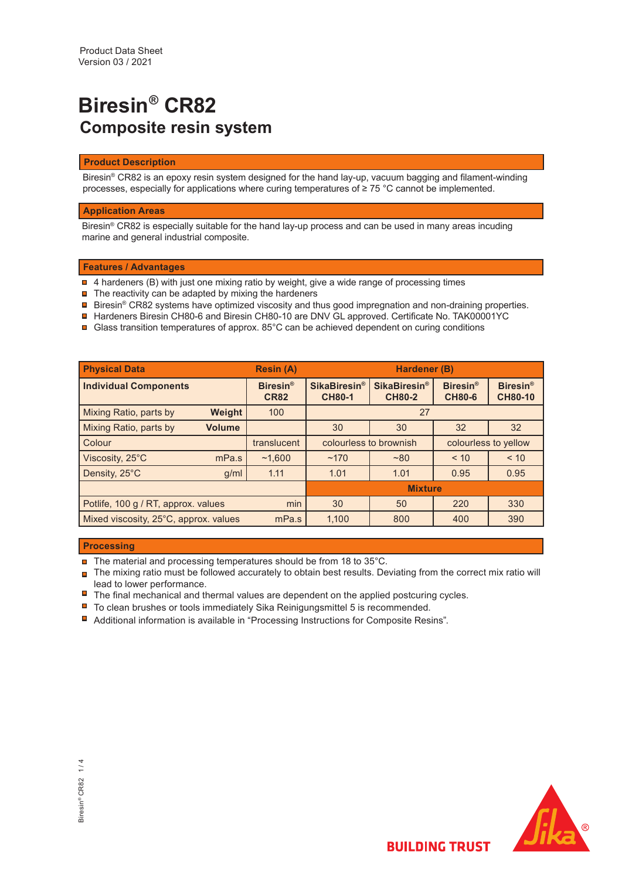Product Data Sheet
Version 03 / 2021

# Biresin® CR82

## Composite resin system

### Product Description

Biresin® CR82 is an epoxy resin system designed for the hand lay-up, vacuum bagging and filament-winding processes, especially for applications where curing temperatures of ≥ 75 °C cannot be implemented.

### Application Areas

Biresin® CR82 is especially suitable for the hand lay-up process and can be used in many areas incuding marine and general industrial composite.

### Features / Advantages

- 4 hardeners (B) with just one mixing ratio by weight, give a wide range of processing times
- The reactivity can be adapted by mixing the hardeners
- Biresin® CR82 systems have optimized viscosity and thus good impregnation and non-draining properties.
- Hardeners Biresin CH80-6 and Biresin CH80-10 are DNV GL approved. Certificate No. TAK00001YC
- Glass transition temperatures of approx. 85°C can be achieved dependent on curing conditions

| **Physical Data** | | **Resin (A)** | **Hardener (B)** | | | |
|---|---|---|---|---|---|---|
| **Individual Components** | | **Biresin® CR82** | **SikaBiresin® CH80-1** | **SikaBiresin® CH80-2** | **Biresin® CH80-6** | **Biresin® CH80-10** |
| Mixing Ratio, parts by | **Weight** | 100 | 27 | | | |
| Mixing Ratio, parts by | **Volume** | | 30 | 30 | 32 | 32 |
| Colour | | translucent | colourless to brownish | | colourless to yellow | |
| Viscosity, 25°C | mPa.s | ~1,600 | ~170 | ~80 | < 10 | < 10 |
| Density, 25°C | g/ml | 1.11 | 1.01 | 1.01 | 0.95 | 0.95 |
| | | | **Mixture** | | | |
| Potlife, 100 g / RT, approx. values | min | | 30 | 50 | 220 | 330 |
| Mixed viscosity, 25°C, approx. values | mPa.s | | 1,100 | 800 | 400 | 390 |

### Processing

- The material and processing temperatures should be from 18 to 35°C.
- The mixing ratio must be followed accurately to obtain best results. Deviating from the correct mix ratio will lead to lower performance.
- The final mechanical and thermal values are dependent on the applied postcuring cycles.
- To clean brushes or tools immediately Sika Reinigungsmittel 5 is recommended.
- Additional information is available in "Processing Instructions for Composite Resins".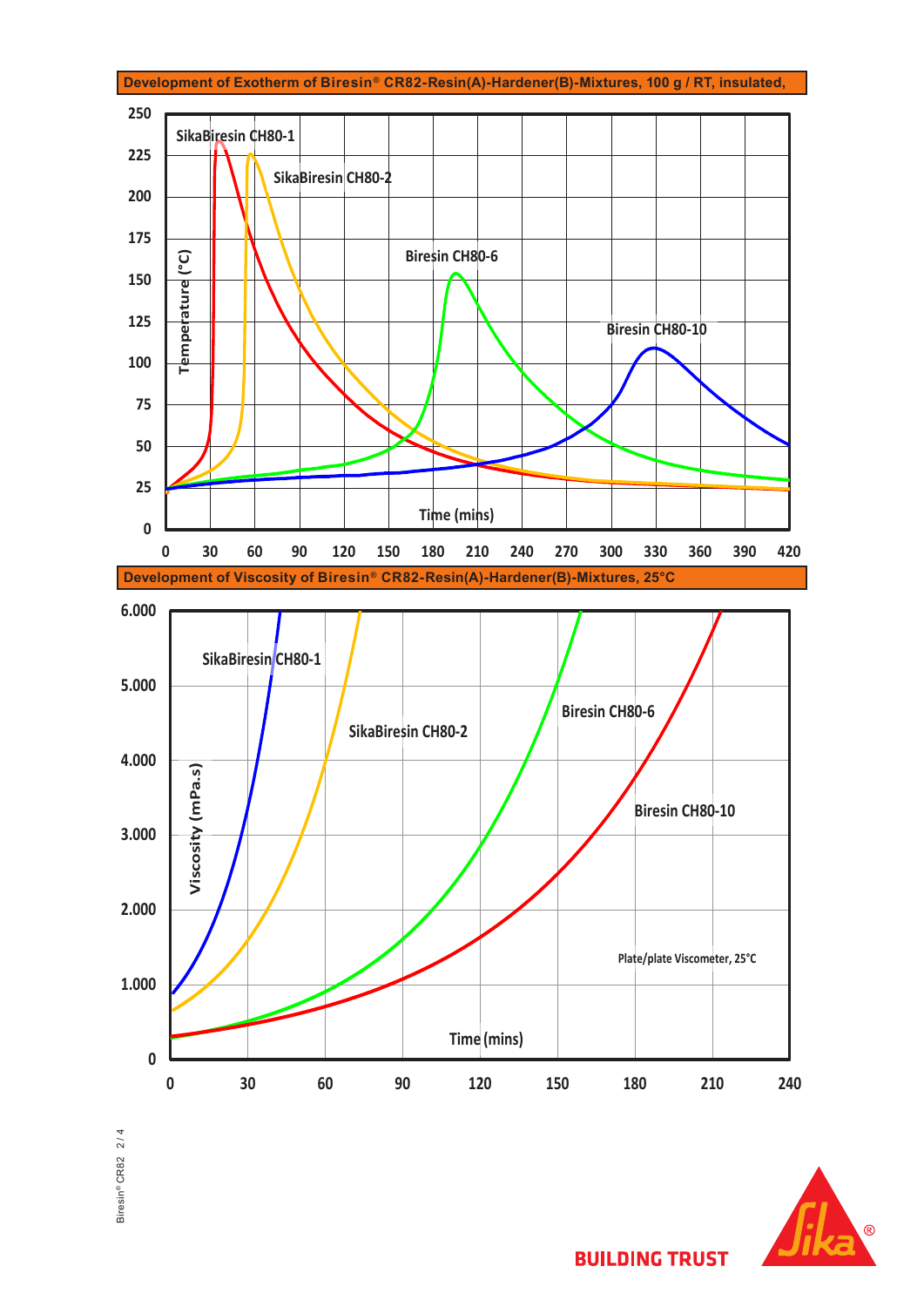## Development of Exotherm of Biresin® CR82-Resin(A)-Hardener(B)-Mixtures, 100 g / RT, insulated,

Temperature (°C): 0, 25, 50, 75, 100, 125, 150, 175, 200, 225, 250

Time (mins): 0, 30, 60, 90, 120, 150, 180, 210, 240, 270, 300, 330, 360, 390, 420

SikaBiresin CH80-1

SikaBiresin CH80-2

Biresin CH80-6

Biresin CH80-10

## Development of Viscosity of Biresin® CR82-Resin(A)-Hardener(B)-Mixtures, 25°C

Viscosity (mPa.s): 0, 1.000, 2.000, 3.000, 4.000, 5.000, 6.000

Time (mins): 0, 30, 60, 90, 120, 150, 180, 210, 240

SikaBiresin CH80-1

SikaBiresin CH80-2

Biresin CH80-6

Biresin CH80-10

Plate/plate Viscometer, 25°C

BUILDING TRUST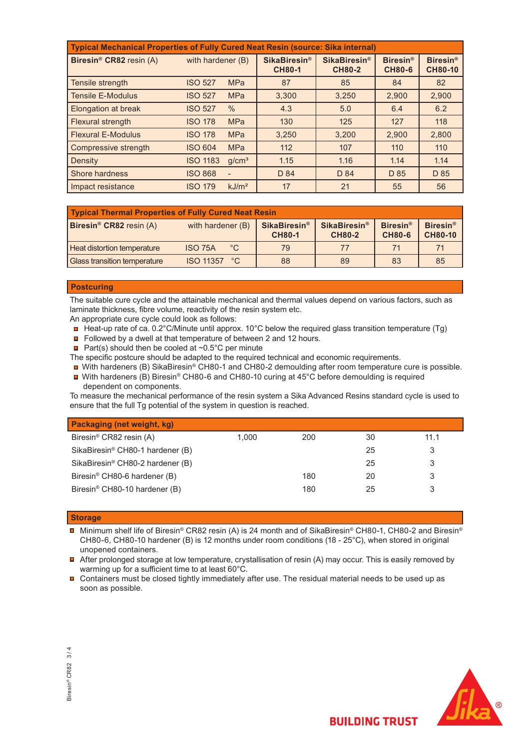## Typical Mechanical Properties of Fully Cured Neat Resin (source: Sika internal)

| Biresin® CR82 resin (A) | with hardener (B) | | SikaBiresin® CH80-1 | SikaBiresin® CH80-2 | Biresin® CH80-6 | Biresin® CH80-10 |
|---|---|---|---|---|---|---|
| Tensile strength | ISO 527 | MPa | 87 | 85 | 84 | 82 |
| Tensile E-Modulus | ISO 527 | MPa | 3,300 | 3,250 | 2,900 | 2,900 |
| Elongation at break | ISO 527 | % | 4.3 | 5.0 | 6.4 | 6.2 |
| Flexural strength | ISO 178 | MPa | 130 | 125 | 127 | 118 |
| Flexural E-Modulus | ISO 178 | MPa | 3,250 | 3,200 | 2,900 | 2,800 |
| Compressive strength | ISO 604 | MPa | 112 | 107 | 110 | 110 |
| Density | ISO 1183 | g/cm³ | 1.15 | 1.16 | 1.14 | 1.14 |
| Shore hardness | ISO 868 | - | D 84 | D 84 | D 85 | D 85 |
| Impact resistance | ISO 179 | kJ/m² | 17 | 21 | 55 | 56 |

## Typical Thermal Properties of Fully Cured Neat Resin

| Biresin® CR82 resin (A) | with hardener (B) | | SikaBiresin® CH80-1 | SikaBiresin® CH80-2 | Biresin® CH80-6 | Biresin® CH80-10 |
|---|---|---|---|---|---|---|
| Heat distortion temperature | ISO 75A | °C | 79 | 77 | 71 | 71 |
| Glass transition temperature | ISO 11357 | °C | 88 | 89 | 83 | 85 |

## Postcuring

The suitable cure cycle and the attainable mechanical and thermal values depend on various factors, such as laminate thickness, fibre volume, reactivity of the resin system etc.
An appropriate cure cycle could look as follows:

- Heat-up rate of ca. 0.2°C/Minute until approx. 10°C below the required glass transition temperature (Tg)
- Followed by a dwell at that temperature of between 2 and 12 hours.
- Part(s) should then be cooled at ~0.5°C per minute

The specific postcure should be adapted to the required technical and economic requirements.

- With hardeners (B) SikaBiresin® CH80-1 and CH80-2 demoulding after room temperature cure is possible.
- With hardeners (B) Biresin® CH80-6 and CH80-10 curing at 45°C before demoulding is required dependent on components.

To measure the mechanical performance of the resin system a Sika Advanced Resins standard cycle is used to ensure that the full Tg potential of the system in question is reached.

## Packaging (net weight, kg)

| | | | | |
|---|---|---|---|---|
| Biresin® CR82 resin (A) | 1,000 | 200 | 30 | 11.1 |
| SikaBiresin® CH80-1 hardener (B) | | | 25 | 3 |
| SikaBiresin® CH80-2 hardener (B) | | | 25 | 3 |
| Biresin® CH80-6 hardener (B) | | 180 | 20 | 3 |
| Biresin® CH80-10 hardener (B) | | 180 | 25 | 3 |

## Storage

- Minimum shelf life of Biresin® CR82 resin (A) is 24 month and of SikaBiresin® CH80-1, CH80-2 and Biresin® CH80-6, CH80-10 hardener (B) is 12 months under room conditions (18 - 25°C), when stored in original unopened containers.
- After prolonged storage at low temperature, crystallisation of resin (A) may occur. This is easily removed by warming up for a sufficient time to at least 60°C.
- Containers must be closed tightly immediately after use. The residual material needs to be used up as soon as possible.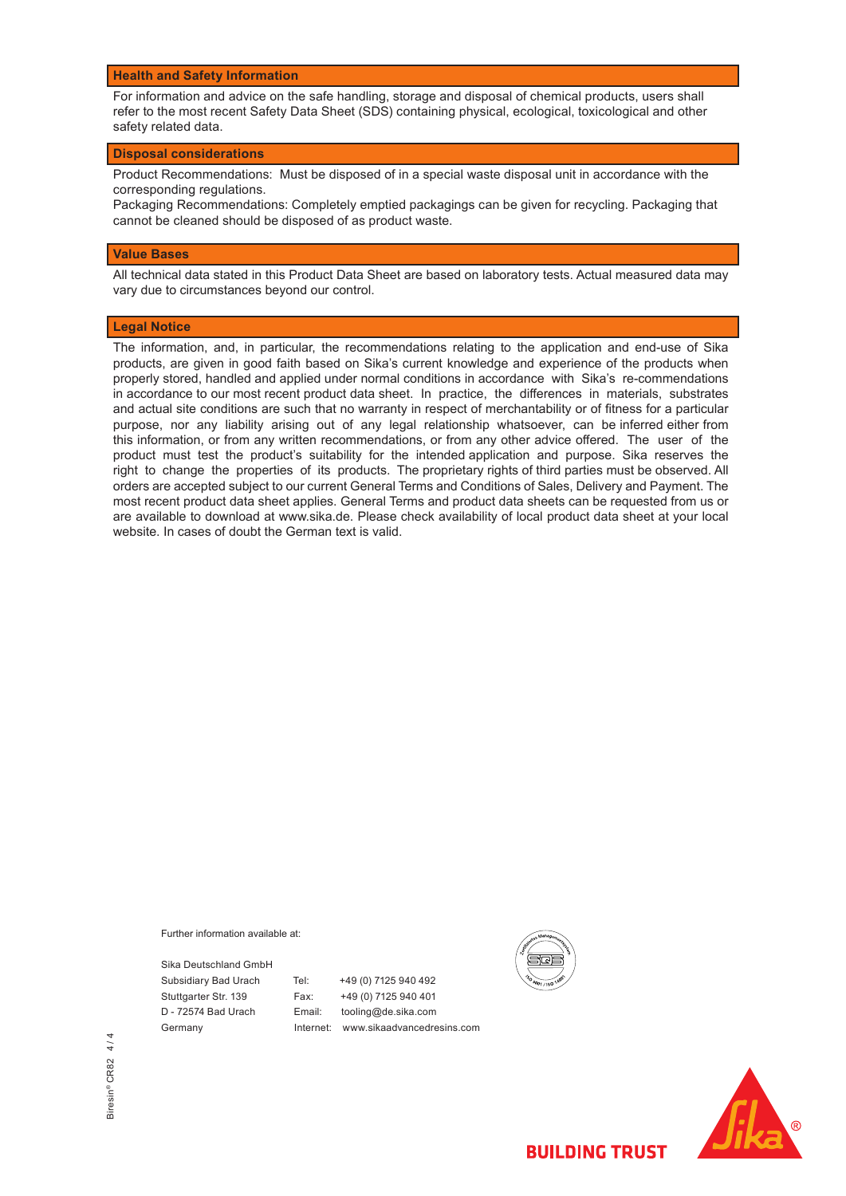## Health and Safety Information

For information and advice on the safe handling, storage and disposal of chemical products, users shall refer to the most recent Safety Data Sheet (SDS) containing physical, ecological, toxicological and other safety related data.

## Disposal considerations

Product Recommendations: Must be disposed of in a special waste disposal unit in accordance with the corresponding regulations.
Packaging Recommendations: Completely emptied packagings can be given for recycling. Packaging that cannot be cleaned should be disposed of as product waste.

## Value Bases

All technical data stated in this Product Data Sheet are based on laboratory tests. Actual measured data may vary due to circumstances beyond our control.

## Legal Notice

The information, and, in particular, the recommendations relating to the application and end-use of Sika products, are given in good faith based on Sika's current knowledge and experience of the products when properly stored, handled and applied under normal conditions in accordance with Sika's re-commendations in accordance to our most recent product data sheet. In practice, the differences in materials, substrates and actual site conditions are such that no warranty in respect of merchantability or of fitness for a particular purpose, nor any liability arising out of any legal relationship whatsoever, can be inferred either from this information, or from any written recommendations, or from any other advice offered. The user of the product must test the product's suitability for the intended application and purpose. Sika reserves the right to change the properties of its products. The proprietary rights of third parties must be observed. All orders are accepted subject to our current General Terms and Conditions of Sales, Delivery and Payment. The most recent product data sheet applies. General Terms and product data sheets can be requested from us or are available to download at www.sika.de. Please check availability of local product data sheet at your local website. In cases of doubt the German text is valid.

Further information available at:

Sika Deutschland GmbH
Subsidiary Bad Urach
Stuttgarter Str. 139
D - 72574 Bad Urach
Germany

Tel: +49 (0) 7125 940 492
Fax: +49 (0) 7125 940 401
Email: tooling@de.sika.com
Internet: www.sikaadvancedresins.com

BUILDING TRUST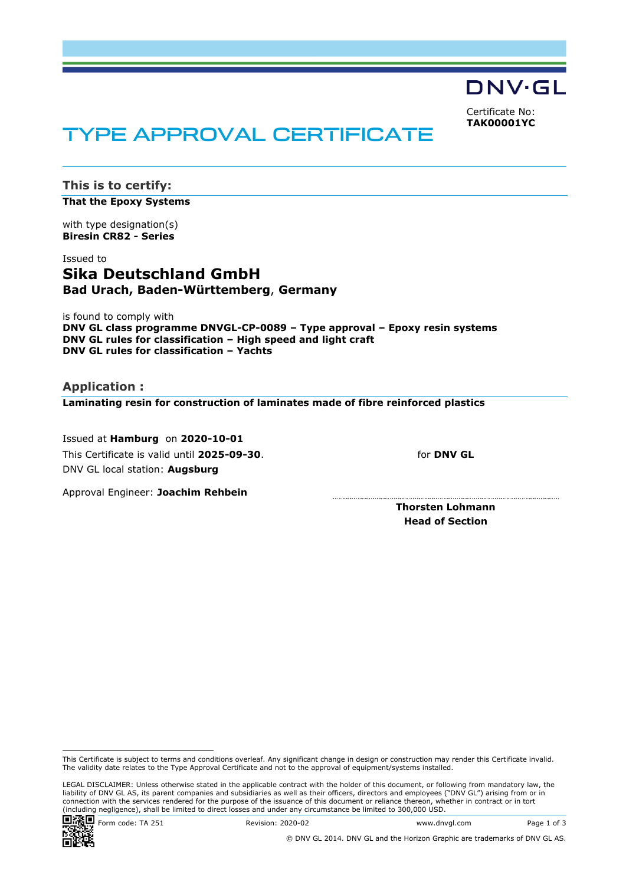DNV·GL

Certificate No:
**TAK00001YC**

# TYPE APPROVAL CERTIFICATE

## This is to certify:

**That the Epoxy Systems**

with type designation(s)
**Biresin CR82 - Series**

Issued to
## Sika Deutschland GmbH
**Bad Urach, Baden-Württemberg, Germany**

is found to comply with
**DNV GL class programme DNVGL-CP-0089 – Type approval – Epoxy resin systems**
**DNV GL rules for classification – High speed and light craft**
**DNV GL rules for classification – Yachts**

## Application :

**Laminating resin for construction of laminates made of fibre reinforced plastics**

Issued at **Hamburg** on **2020-10-01**
This Certificate is valid until **2025-09-30**.
DNV GL local station: **Augsburg**

Approval Engineer: **Joachim Rehbein**

for **DNV GL**

**Thorsten Lohmann**
**Head of Section**

This Certificate is subject to terms and conditions overleaf. Any significant change in design or construction may render this Certificate invalid. The validity date relates to the Type Approval Certificate and not to the approval of equipment/systems installed.

LEGAL DISCLAIMER: Unless otherwise stated in the applicable contract with the holder of this document, or following from mandatory law, the liability of DNV GL AS, its parent companies and subsidiaries as well as their officers, directors and employees ("DNV GL") arising from or in connection with the services rendered for the purpose of the issuance of this document or reliance thereon, whether in contract or in tort (including negligence), shall be limited to direct losses and under any circumstance be limited to 300,000 USD.

Form code: TA 251 Revision: 2020-02 www.dnvgl.com

© DNV GL 2014. DNV GL and the Horizon Graphic are trademarks of DNV GL AS.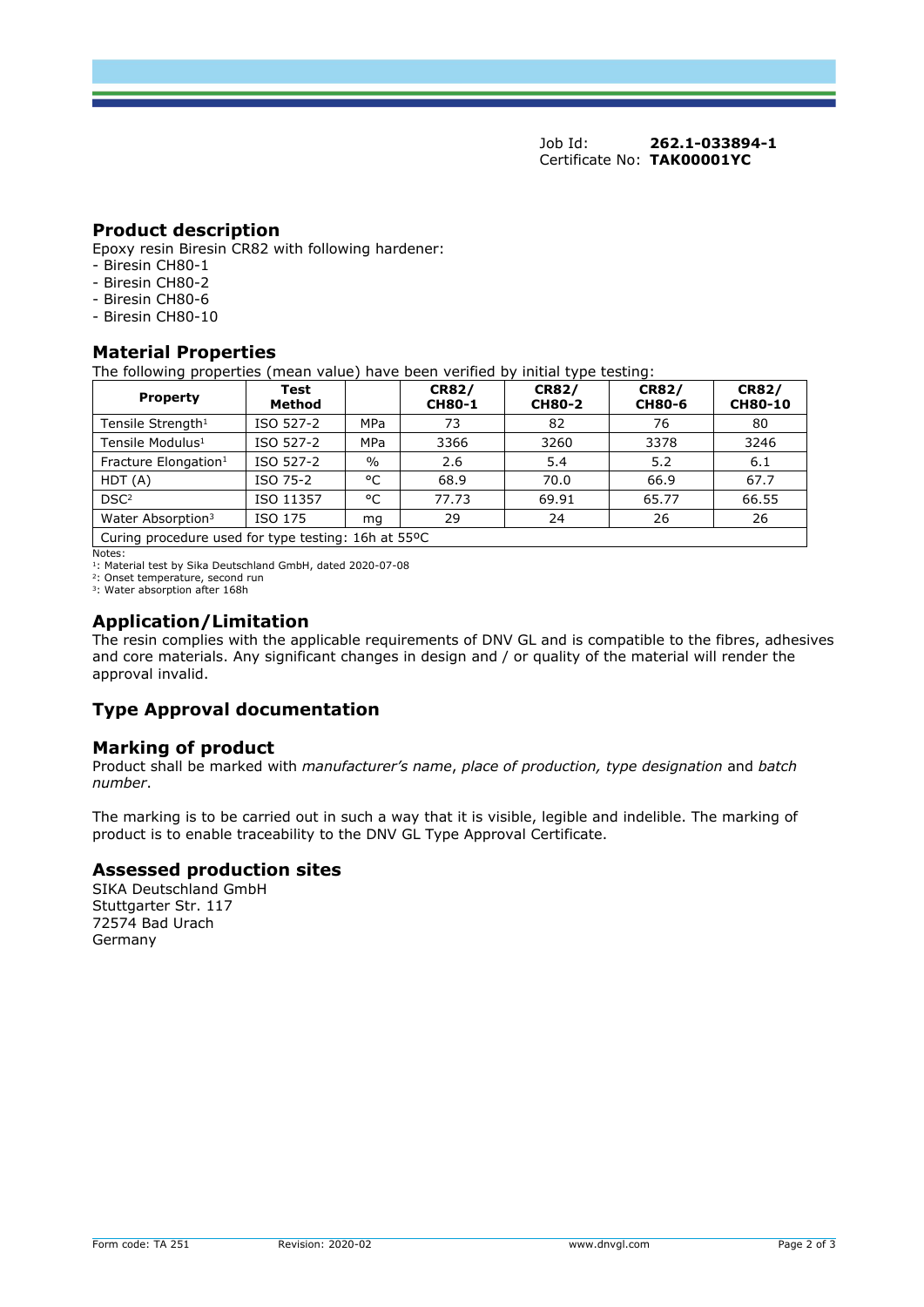Job Id: **262.1-033894-1**
Certificate No: **TAK00001YC**

## Product description

Epoxy resin Biresin CR82 with following hardener:

- Biresin CH80-1
- Biresin CH80-2
- Biresin CH80-6
- Biresin CH80-10

## Material Properties

The following properties (mean value) have been verified by initial type testing:

| Property | Test Method | | CR82/ CH80-1 | CR82/ CH80-2 | CR82/ CH80-6 | CR82/ CH80-10 |
|---|---|---|---|---|---|---|
| Tensile Strength[1] | ISO 527-2 | MPa | 73 | 82 | 76 | 80 |
| Tensile Modulus[1] | ISO 527-2 | MPa | 3366 | 3260 | 3378 | 3246 |
| Fracture Elongation[1] | ISO 527-2 | % | 2.6 | 5.4 | 5.2 | 6.1 |
| HDT (A) | ISO 75-2 | °C | 68.9 | 70.0 | 66.9 | 67.7 |
| DSC[2] | ISO 11357 | °C | 77.73 | 69.91 | 65.77 | 66.55 |
| Water Absorption[3] | ISO 175 | mg | 29 | 24 | 26 | 26 |
| Curing procedure used for type testing: 16h at 55ºC | | | | | | |

Notes:
[1]: Material test by Sika Deutschland GmbH, dated 2020-07-08
[2]: Onset temperature, second run
[3]: Water absorption after 168h

## Application/Limitation

The resin complies with the applicable requirements of DNV GL and is compatible to the fibres, adhesives and core materials. Any significant changes in design and / or quality of the material will render the approval invalid.

## Type Approval documentation

## Marking of product

Product shall be marked with *manufacturer's name*, *place of production, type designation* and *batch number*.

The marking is to be carried out in such a way that it is visible, legible and indelible. The marking of product is to enable traceability to the DNV GL Type Approval Certificate.

## Assessed production sites

SIKA Deutschland GmbH
Stuttgarter Str. 117
72574 Bad Urach
Germany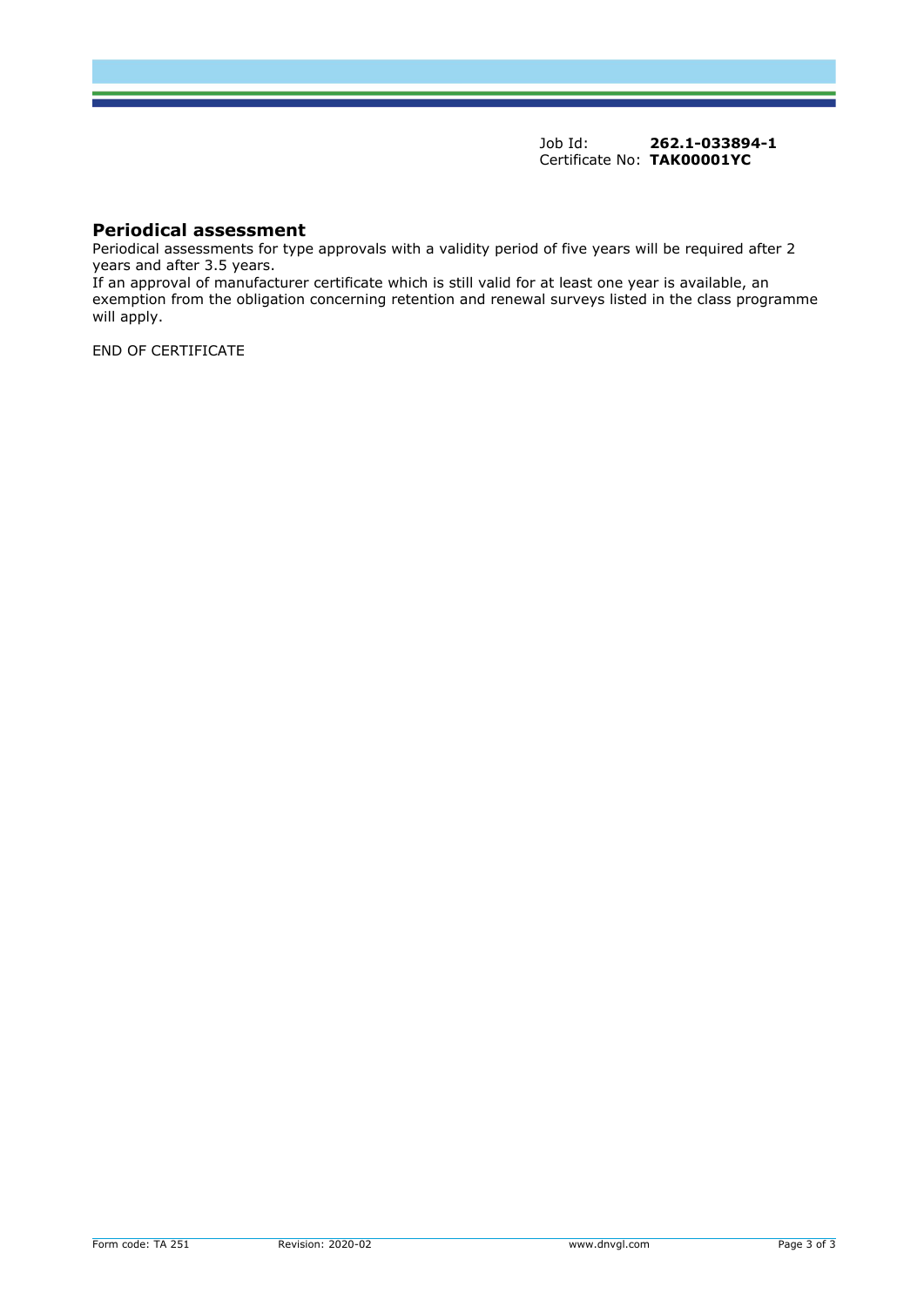Job Id: **262.1-033894-1**
Certificate No: **TAK00001YC**

## Periodical assessment

Periodical assessments for type approvals with a validity period of five years will be required after 2 years and after 3.5 years.
If an approval of manufacturer certificate which is still valid for at least one year is available, an exemption from the obligation concerning retention and renewal surveys listed in the class programme will apply.

END OF CERTIFICATE